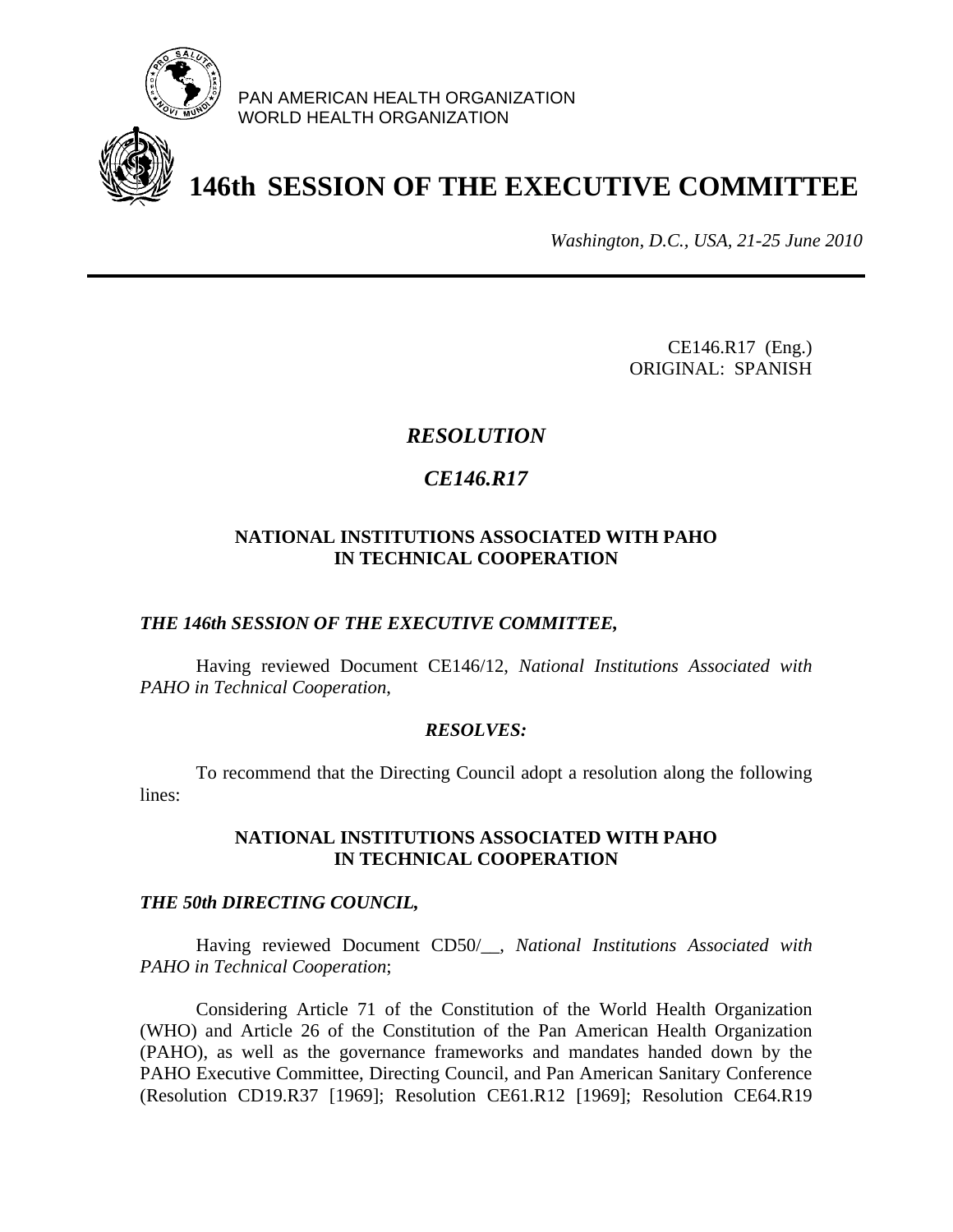PAN AMERICAN HEALTH ORGANIZATION
WORLD HEALTH ORGANIZATION

# 146th SESSION OF THE EXECUTIVE COMMITTEE

*Washington, D.C., USA, 21-25 June 2010*

CE146.R17 (Eng.)
ORIGINAL: SPANISH

## *RESOLUTION*

## *CE146.R17*

### NATIONAL INSTITUTIONS ASSOCIATED WITH PAHO IN TECHNICAL COOPERATION

***THE 146th SESSION OF THE EXECUTIVE COMMITTEE,***

Having reviewed Document CE146/12, *National Institutions Associated with PAHO in Technical Cooperation*,

***RESOLVES:***

To recommend that the Directing Council adopt a resolution along the following lines:

### NATIONAL INSTITUTIONS ASSOCIATED WITH PAHO IN TECHNICAL COOPERATION

***THE 50th DIRECTING COUNCIL,***

Having reviewed Document CD50/__, *National Institutions Associated with PAHO in Technical Cooperation*;

Considering Article 71 of the Constitution of the World Health Organization (WHO) and Article 26 of the Constitution of the Pan American Health Organization (PAHO), as well as the governance frameworks and mandates handed down by the PAHO Executive Committee, Directing Council, and Pan American Sanitary Conference (Resolution CD19.R37 [1969]; Resolution CE61.R12 [1969]; Resolution CE64.R19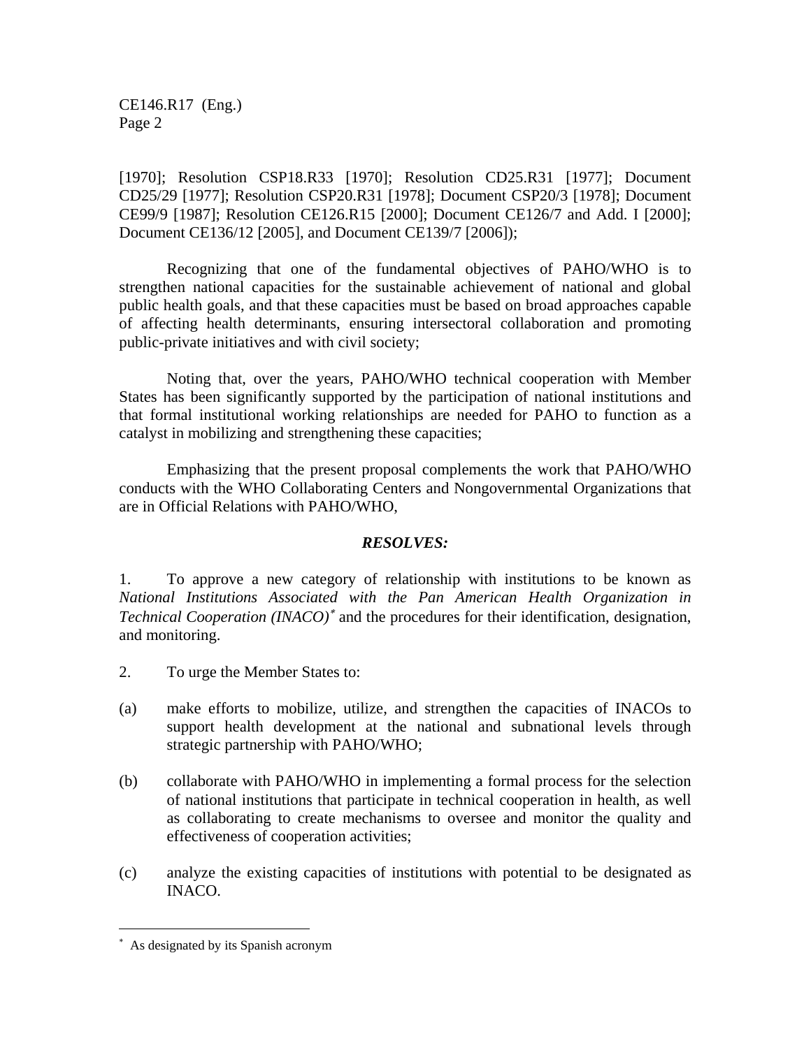[1970]; Resolution CSP18.R33 [1970]; Resolution CD25.R31 [1977]; Document CD25/29 [1977]; Resolution CSP20.R31 [1978]; Document CSP20/3 [1978]; Document CE99/9 [1987]; Resolution CE126.R15 [2000]; Document CE126/7 and Add. I [2000]; Document CE136/12 [2005], and Document CE139/7 [2006]);

Recognizing that one of the fundamental objectives of PAHO/WHO is to strengthen national capacities for the sustainable achievement of national and global public health goals, and that these capacities must be based on broad approaches capable of affecting health determinants, ensuring intersectoral collaboration and promoting public-private initiatives and with civil society;

Noting that, over the years, PAHO/WHO technical cooperation with Member States has been significantly supported by the participation of national institutions and that formal institutional working relationships are needed for PAHO to function as a catalyst in mobilizing and strengthening these capacities;

Emphasizing that the present proposal complements the work that PAHO/WHO conducts with the WHO Collaborating Centers and Nongovernmental Organizations that are in Official Relations with PAHO/WHO,

***RESOLVES:***

1. To approve a new category of relationship with institutions to be known as *National Institutions Associated with the Pan American Health Organization in Technical Cooperation (INACO)*[*] and the procedures for their identification, designation, and monitoring.

2. To urge the Member States to:

(a) make efforts to mobilize, utilize, and strengthen the capacities of INACOs to support health development at the national and subnational levels through strategic partnership with PAHO/WHO;

(b) collaborate with PAHO/WHO in implementing a formal process for the selection of national institutions that participate in technical cooperation in health, as well as collaborating to create mechanisms to oversee and monitor the quality and effectiveness of cooperation activities;

(c) analyze the existing capacities of institutions with potential to be designated as INACO.

---

[*] As designated by its Spanish acronym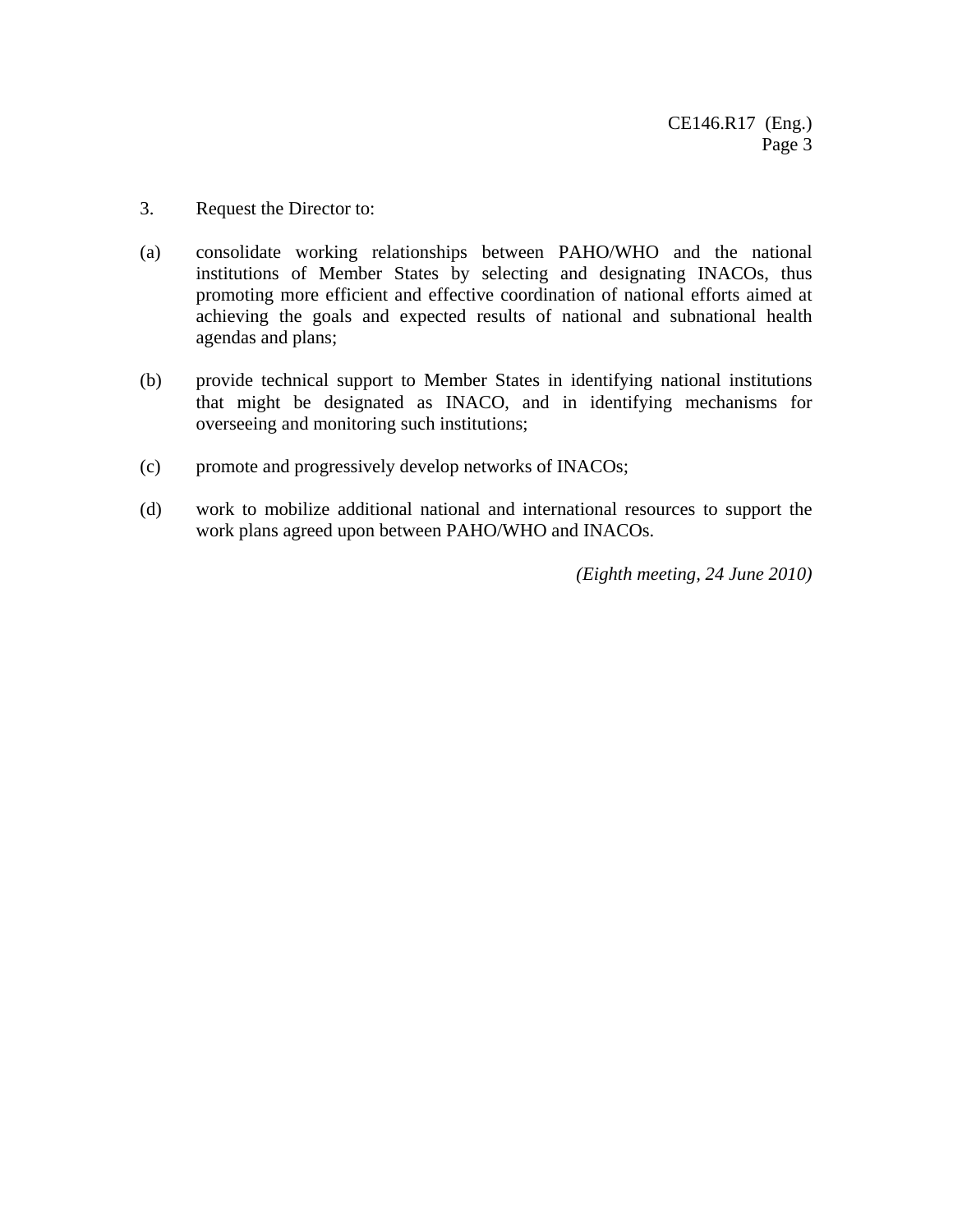3. Request the Director to:

(a) consolidate working relationships between PAHO/WHO and the national institutions of Member States by selecting and designating INACOs, thus promoting more efficient and effective coordination of national efforts aimed at achieving the goals and expected results of national and subnational health agendas and plans;

(b) provide technical support to Member States in identifying national institutions that might be designated as INACO, and in identifying mechanisms for overseeing and monitoring such institutions;

(c) promote and progressively develop networks of INACOs;

(d) work to mobilize additional national and international resources to support the work plans agreed upon between PAHO/WHO and INACOs.

*(Eighth meeting, 24 June 2010)*